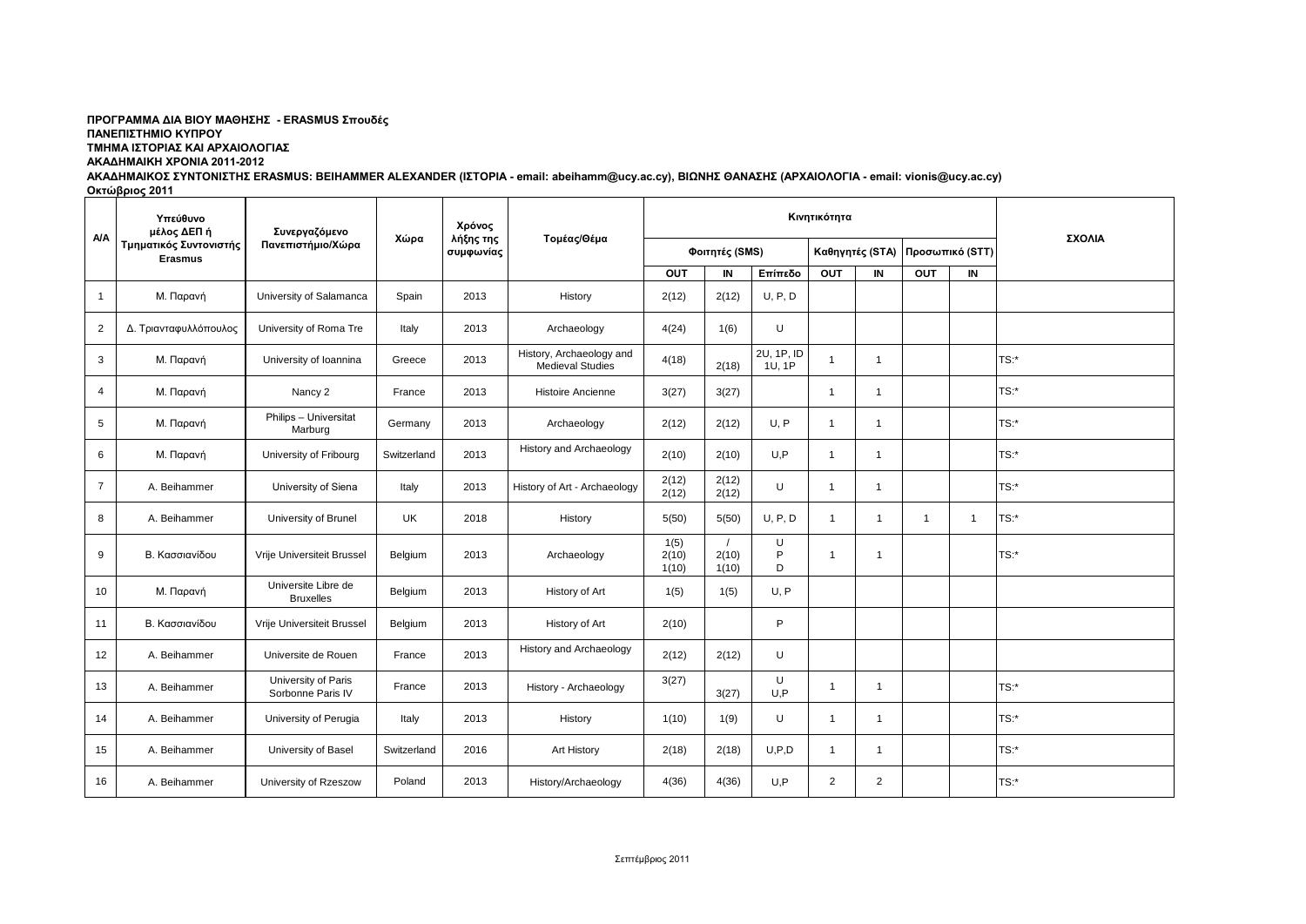**ΠΡΟΓΡΑΜΜΑ ΔΙΑ ΒΙΟΥ ΜΑΘΗΣΗΣ - ERASMUS Σπουδές**
**ΠΑΝΕΠΙΣΤΗΜΙΟ ΚΥΠΡΟΥ**
**ΤΜΗΜΑ ΙΣΤΟΡΙΑΣ ΚΑΙ ΑΡΧΑΙΟΛΟΓΙΑΣ**
**ΑΚΑΔΗΜΑΙΚΗ ΧΡΟΝΙΑ 2011-2012**
**ΑΚΑΔΗΜΑΙΚΟΣ ΣΥΝΤΟΝΙΣΤΗΣ ERASMUS: BEIHAMMER ALEXANDER (ΙΣΤΟΡΙΑ - email: abeihamm@ucy.ac.cy), ΒΙΩΝΗΣ ΘΑΝΑΣΗΣ (ΑΡΧΑΙΟΛΟΓΙΑ - email: vionis@ucy.ac.cy)**
**Οκτώβριος 2011**

| Α/Α | Υπεύθυνο μέλος ΔΕΠ ή Τμηματικός Συντονιστής Erasmus | Συνεργαζόμενο Πανεπιστήμιο/Χώρα | Χώρα | Χρόνος λήξης της συμφωνίας | Τομέας/Θέμα | Κινητικότητα | | | | | | | ΣΧΟΛΙΑ |
|---|---|---|---|---|---|---|---|---|---|---|---|---|---|
| | | | | | | Φοιτητές (SMS) | | | Καθηγητές (STA) | | Προσωπικό (STT) | | |
| | | | | | | OUT | IN | Επίπεδο | OUT | IN | OUT | IN | |
| 1 | Μ. Παρανή | University of Salamanca | Spain | 2013 | History | 2(12) | 2(12) | U, P, D | | | | | |
| 2 | Δ. Τριανταφυλλόπουλος | University of Roma Tre | Italy | 2013 | Archaeology | 4(24) | 1(6) | U | | | | | |
| 3 | Μ. Παρανή | University of Ioannina | Greece | 2013 | History, Archaeology and Medieval Studies | 4(18) | 2(18) | 2U, 1P, ID 1U, 1P | 1 | 1 | | | TS:* |
| 4 | Μ. Παρανή | Nancy 2 | France | 2013 | Histoire Ancienne | 3(27) | 3(27) | | 1 | 1 | | | TS:* |
| 5 | Μ. Παρανή | Philips – Universitat Marburg | Germany | 2013 | Archaeology | 2(12) | 2(12) | U, P | 1 | 1 | | | TS:* |
| 6 | Μ. Παρανή | University of Fribourg | Switzerland | 2013 | History and Archaeology | 2(10) | 2(10) | U,P | 1 | 1 | | | TS:* |
| 7 | A. Beihammer | University of Siena | Italy | 2013 | History of Art - Archaeology | 2(12) 2(12) | 2(12) 2(12) | U | 1 | 1 | | | TS:* |
| 8 | A. Beihammer | University of Brunel | UK | 2018 | History | 5(50) | 5(50) | U, P, D | 1 | 1 | 1 | 1 | TS:* |
| 9 | Β. Κασσιανίδου | Vrije Universiteit Brussel | Belgium | 2013 | Archaeology | 1(5) 2(10) 1(10) | / 2(10) 1(10) | U P D | 1 | 1 | | | TS:* |
| 10 | Μ. Παρανή | Universite Libre de Bruxelles | Belgium | 2013 | History of Art | 1(5) | 1(5) | U, P | | | | | |
| 11 | Β. Κασσιανίδου | Vrije Universiteit Brussel | Belgium | 2013 | History of Art | 2(10) | | P | | | | | |
| 12 | A. Beihammer | Universite de Rouen | France | 2013 | History and Archaeology | 2(12) | 2(12) | U | | | | | |
| 13 | A. Beihammer | University of Paris Sorbonne Paris IV | France | 2013 | History - Archaeology | 3(27) | 3(27) | U U,P | 1 | 1 | | | TS:* |
| 14 | A. Beihammer | University of Perugia | Italy | 2013 | History | 1(10) | 1(9) | U | 1 | 1 | | | TS:* |
| 15 | A. Beihammer | University of Basel | Switzerland | 2016 | Art History | 2(18) | 2(18) | U,P,D | 1 | 1 | | | TS:* |
| 16 | A. Beihammer | University of Rzeszow | Poland | 2013 | History/Archaeology | 4(36) | 4(36) | U,P | 2 | 2 | | | TS:* |

Σεπτέμβριος 2011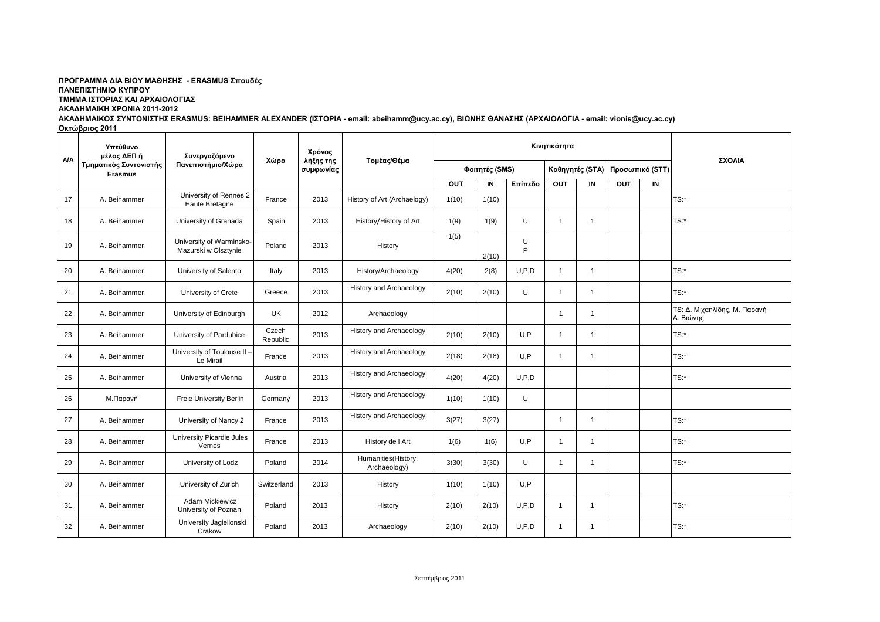**ΠΡΟΓΡΑΜΜΑ ΔΙΑ ΒΙΟΥ ΜΑΘΗΣΗΣ - ERASMUS Σπουδές**
**ΠΑΝΕΠΙΣΤΗΜΙΟ ΚΥΠΡΟΥ**
**ΤΜΗΜΑ ΙΣΤΟΡΙΑΣ ΚΑΙ ΑΡΧΑΙΟΛΟΓΙΑΣ**
**ΑΚΑΔΗΜΑΙΚΗ ΧΡΟΝΙΑ 2011-2012**
**ΑΚΑΔΗΜΑΙΚΟΣ ΣΥΝΤΟΝΙΣΤΗΣ ERASMUS: BEIHAMMER ALEXANDER (ΙΣΤΟΡΙΑ - email: abeihamm@ucy.ac.cy), ΒΙΩΝΗΣ ΘΑΝΑΣΗΣ (ΑΡΧΑΙΟΛΟΓΙΑ - email: vionis@ucy.ac.cy)**
**Οκτώβριος 2011**

| Α/Α | Υπεύθυνο μέλος ΔΕΠ ή Τμηματικός Συντονιστής Erasmus | Συνεργαζόμενο Πανεπιστήμιο/Χώρα | Χώρα | Χρόνος λήξης της συμφωνίας | Τομέας/Θέμα | Κινητικότητα | | | | | | | ΣΧΟΛΙΑ |
|---|---|---|---|---|---|---|---|---|---|---|---|---|---|
| | | | | | | Φοιτητές (SMS) | | | Καθηγητές (STA) | | Προσωπικό (STT) | | |
| | | | | | | OUT | IN | Επίπεδο | OUT | IN | OUT | IN | |
| 17 | A. Beihammer | University of Rennes 2 Haute Bretagne | France | 2013 | History of Art (Archaeology) | 1(10) | 1(10) | | | | | | TS:* |
| 18 | A. Beihammer | University of Granada | Spain | 2013 | History/History of Art | 1(9) | 1(9) | U | 1 | 1 | | | TS:* |
| 19 | A. Beihammer | University of Warminsko-Mazurski w Olsztynie | Poland | 2013 | History | 1(5) | 2(10) | U P | | | | | |
| 20 | A. Beihammer | University of Salento | Italy | 2013 | History/Archaeology | 4(20) | 2(8) | U,P,D | 1 | 1 | | | TS:* |
| 21 | A. Beihammer | University of Crete | Greece | 2013 | History and Archaeology | 2(10) | 2(10) | U | 1 | 1 | | | TS:* |
| 22 | A. Beihammer | University of Edinburgh | UK | 2012 | Archaeology | | | | 1 | 1 | | | TS: Δ. Μιχαηλίδης, Μ. Παρανή Α. Βιώνης |
| 23 | A. Beihammer | University of Pardubice | Czech Republic | 2013 | History and Archaeology | 2(10) | 2(10) | U,P | 1 | 1 | | | TS:* |
| 24 | A. Beihammer | University of Toulouse II – Le Mirail | France | 2013 | History and Archaeology | 2(18) | 2(18) | U,P | 1 | 1 | | | TS:* |
| 25 | A. Beihammer | University of Vienna | Austria | 2013 | History and Archaeology | 4(20) | 4(20) | U,P,D | | | | | TS:* |
| 26 | Μ.Παρανή | Freie University Berlin | Germany | 2013 | History and Archaeology | 1(10) | 1(10) | U | | | | | |
| 27 | A. Beihammer | University of Nancy 2 | France | 2013 | History and Archaeology | 3(27) | 3(27) | | 1 | 1 | | | TS:* |
| 28 | A. Beihammer | University Picardie Jules Vernes | France | 2013 | History de l Art | 1(6) | 1(6) | U,P | 1 | 1 | | | TS:* |
| 29 | A. Beihammer | University of Lodz | Poland | 2014 | Humanities(History, Archaeology) | 3(30) | 3(30) | U | 1 | 1 | | | TS:* |
| 30 | A. Beihammer | University of Zurich | Switzerland | 2013 | History | 1(10) | 1(10) | U,P | | | | | |
| 31 | A. Beihammer | Adam Mickiewicz University of Poznan | Poland | 2013 | History | 2(10) | 2(10) | U,P,D | 1 | 1 | | | TS:* |
| 32 | A. Beihammer | University Jagiellonski Crakow | Poland | 2013 | Archaeology | 2(10) | 2(10) | U,P,D | 1 | 1 | | | TS:* |

Σεπτέμβριος 2011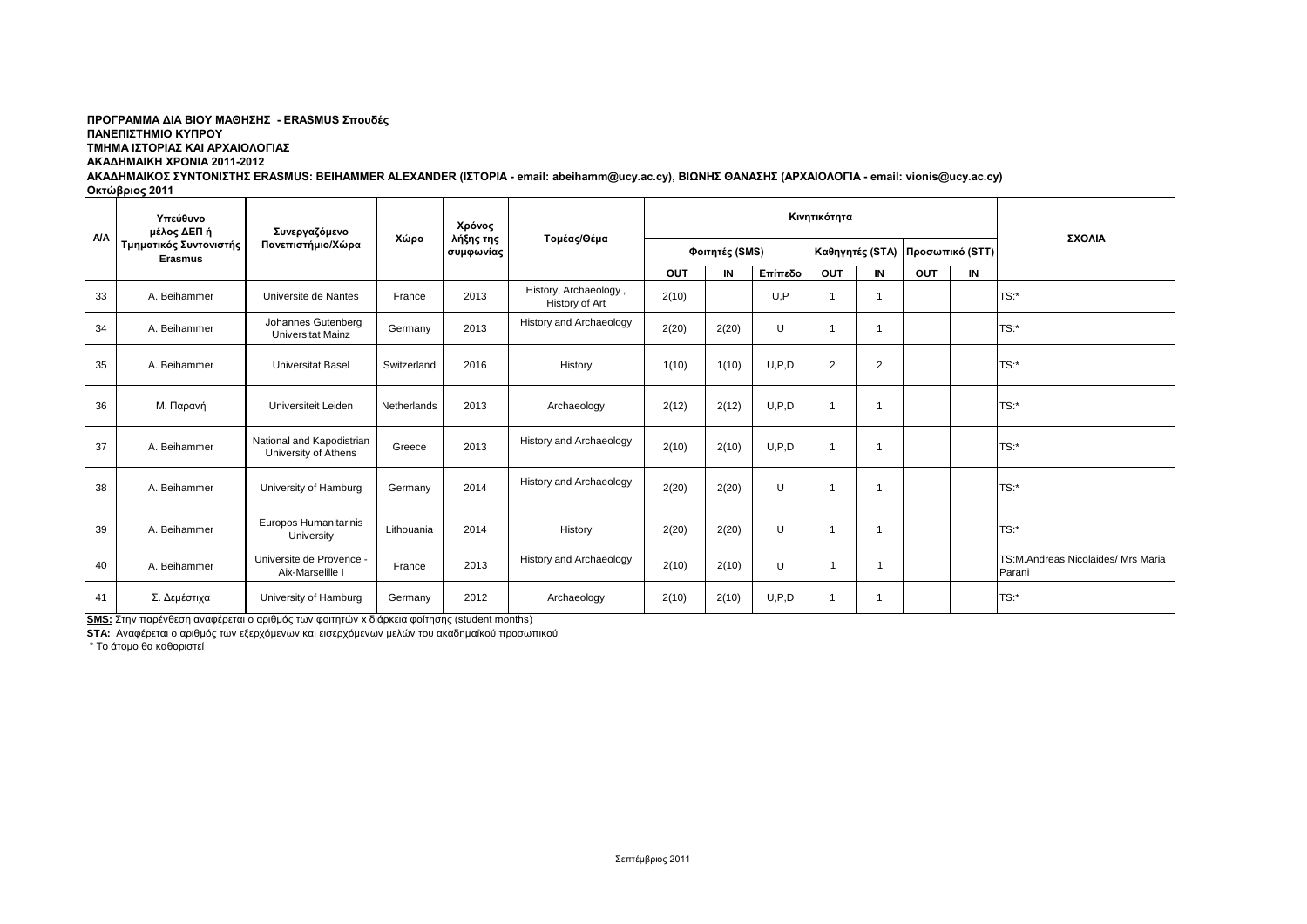**ΠΡΟΓΡΑΜΜΑ ΔΙΑ ΒΙΟΥ ΜΑΘΗΣΗΣ - ERASMUS Σπουδές**
**ΠΑΝΕΠΙΣΤΗΜΙΟ ΚΥΠΡΟΥ**
**ΤΜΗΜΑ ΙΣΤΟΡΙΑΣ ΚΑΙ ΑΡΧΑΙΟΛΟΓΙΑΣ**
**ΑΚΑΔΗΜΑΙΚΗ ΧΡΟΝΙΑ 2011-2012**
**ΑΚΑΔΗΜΑΙΚΟΣ ΣΥΝΤΟΝΙΣΤΗΣ ERASMUS: BEIHAMMER ALEXANDER (ΙΣΤΟΡΙΑ - email: abeihamm@ucy.ac.cy), ΒΙΩΝΗΣ ΘΑΝΑΣΗΣ (ΑΡΧΑΙΟΛΟΓΙΑ - email: vionis@ucy.ac.cy)**
**Οκτώβριος 2011**

| Α/Α | Υπεύθυνο μέλος ΔΕΠ ή Τμηματικός Συντονιστής Erasmus | Συνεργαζόμενο Πανεπιστήμιο/Χώρα | Χώρα | Χρόνος λήξης της συμφωνίας | Τομέας/Θέμα | Κινητικότητα | | | | | | | ΣΧΟΛΙΑ |
|---|---|---|---|---|---|---|---|---|---|---|---|---|---|
| | | | | | | Φοιτητές (SMS) | | | Καθηγητές (STA) | | Προσωπικό (STT) | | |
| | | | | | | OUT | IN | Επίπεδο | OUT | IN | OUT | IN | |
| 33 | A. Beihammer | Universite de Nantes | France | 2013 | History, Archaeology , History of Art | 2(10) | | U,P | 1 | 1 | | | TS:* |
| 34 | A. Beihammer | Johannes Gutenberg Universitat Mainz | Germany | 2013 | History and Archaeology | 2(20) | 2(20) | U | 1 | 1 | | | TS:* |
| 35 | A. Beihammer | Universitat Basel | Switzerland | 2016 | History | 1(10) | 1(10) | U,P,D | 2 | 2 | | | TS:* |
| 36 | Μ. Παρανή | Universiteit Leiden | Netherlands | 2013 | Archaeology | 2(12) | 2(12) | U,P,D | 1 | 1 | | | TS:* |
| 37 | A. Beihammer | National and Kapodistrian University of Athens | Greece | 2013 | History and Archaeology | 2(10) | 2(10) | U,P,D | 1 | 1 | | | TS:* |
| 38 | A. Beihammer | University of Hamburg | Germany | 2014 | History and Archaeology | 2(20) | 2(20) | U | 1 | 1 | | | TS:* |
| 39 | A. Beihammer | Europos Humanitarinis University | Lithouania | 2014 | History | 2(20) | 2(20) | U | 1 | 1 | | | TS:* |
| 40 | A. Beihammer | Universite de Provence - Aix-Marselille I | France | 2013 | History and Archaeology | 2(10) | 2(10) | U | 1 | 1 | | | TS:M.Andreas Nicolaides/ Mrs Maria Parani |
| 41 | Σ. Δεμέστιχα | University of Hamburg | Germany | 2012 | Archaeology | 2(10) | 2(10) | U,P,D | 1 | 1 | | | TS:* |

**SMS:** Στην παρένθεση αναφέρεται ο αριθμός των φοιτητών x διάρκεια φοίτησης (student months)

**STA:** Αναφέρεται ο αριθμός των εξερχόμενων και εισερχόμενων μελών του ακαδημαϊκού προσωπικού

\* Το άτομο θα καθοριστεί

Σεπτέμβριος 2011